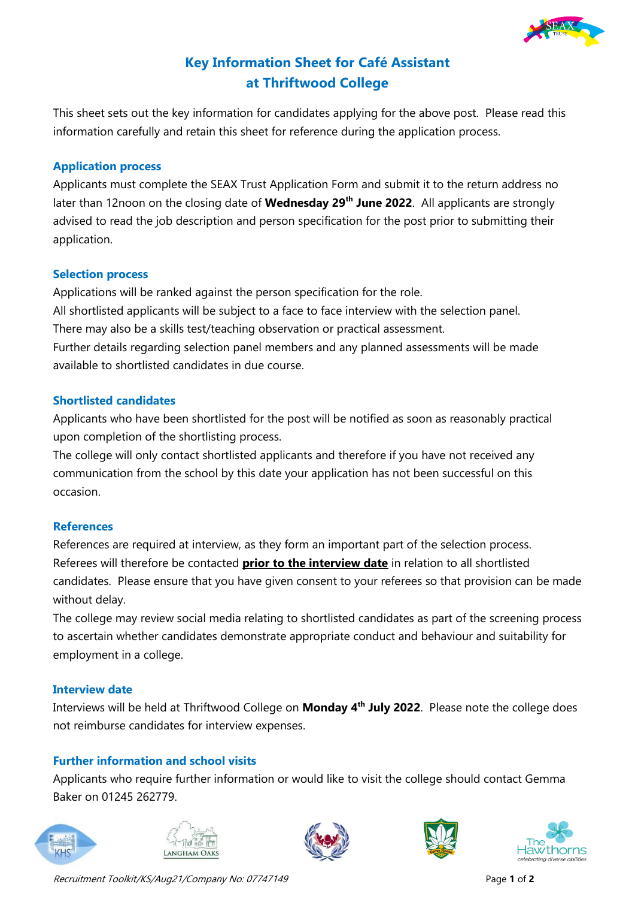# Key Information Sheet for Café Assistant at Thriftwood College

This sheet sets out the key information for candidates applying for the above post. Please read this information carefully and retain this sheet for reference during the application process.

## Application process

Applicants must complete the SEAX Trust Application Form and submit it to the return address no later than 12noon on the closing date of **Wednesday 29th June 2022**. All applicants are strongly advised to read the job description and person specification for the post prior to submitting their application.

## Selection process

Applications will be ranked against the person specification for the role.
All shortlisted applicants will be subject to a face to face interview with the selection panel.
There may also be a skills test/teaching observation or practical assessment.
Further details regarding selection panel members and any planned assessments will be made available to shortlisted candidates in due course.

## Shortlisted candidates

Applicants who have been shortlisted for the post will be notified as soon as reasonably practical upon completion of the shortlisting process.
The college will only contact shortlisted applicants and therefore if you have not received any communication from the school by this date your application has not been successful on this occasion.

## References

References are required at interview, as they form an important part of the selection process. Referees will therefore be contacted **prior to the interview date** in relation to all shortlisted candidates. Please ensure that you have given consent to your referees so that provision can be made without delay.
The college may review social media relating to shortlisted candidates as part of the screening process to ascertain whether candidates demonstrate appropriate conduct and behaviour and suitability for employment in a college.

## Interview date

Interviews will be held at Thriftwood College on **Monday 4th July 2022**. Please note the college does not reimburse candidates for interview expenses.

## Further information and school visits

Applicants who require further information or would like to visit the college should contact Gemma Baker on 01245 262779.

*Recruitment Toolkit/KS/Aug21/Company No: 07747149*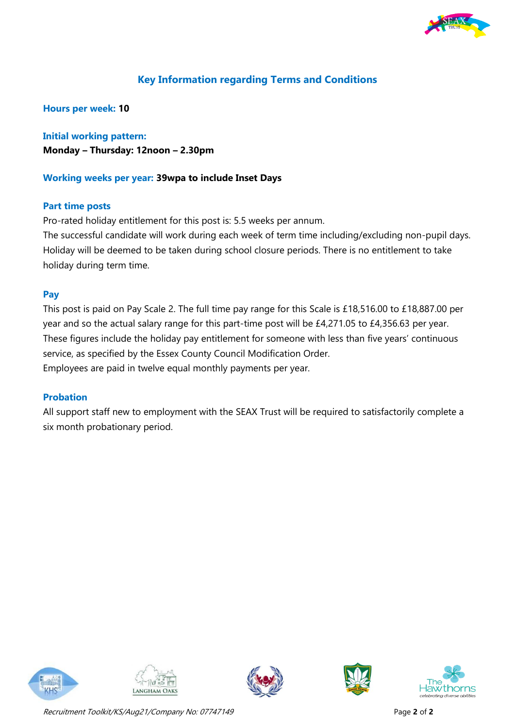## Key Information regarding Terms and Conditions

**Hours per week: 10**

**Initial working pattern:**
**Monday – Thursday: 12noon – 2.30pm**

**Working weeks per year: 39wpa to include Inset Days**

**Part time posts**

Pro-rated holiday entitlement for this post is: 5.5 weeks per annum.
The successful candidate will work during each week of term time including/excluding non-pupil days. Holiday will be deemed to be taken during school closure periods. There is no entitlement to take holiday during term time.

**Pay**

This post is paid on Pay Scale 2. The full time pay range for this Scale is £18,516.00 to £18,887.00 per year and so the actual salary range for this part-time post will be £4,271.05 to £4,356.63 per year. These figures include the holiday pay entitlement for someone with less than five years' continuous service, as specified by the Essex County Council Modification Order.
Employees are paid in twelve equal monthly payments per year.

**Probation**

All support staff new to employment with the SEAX Trust will be required to satisfactorily complete a six month probationary period.

*Recruitment Toolkit/KS/Aug21/Company No: 07747149*